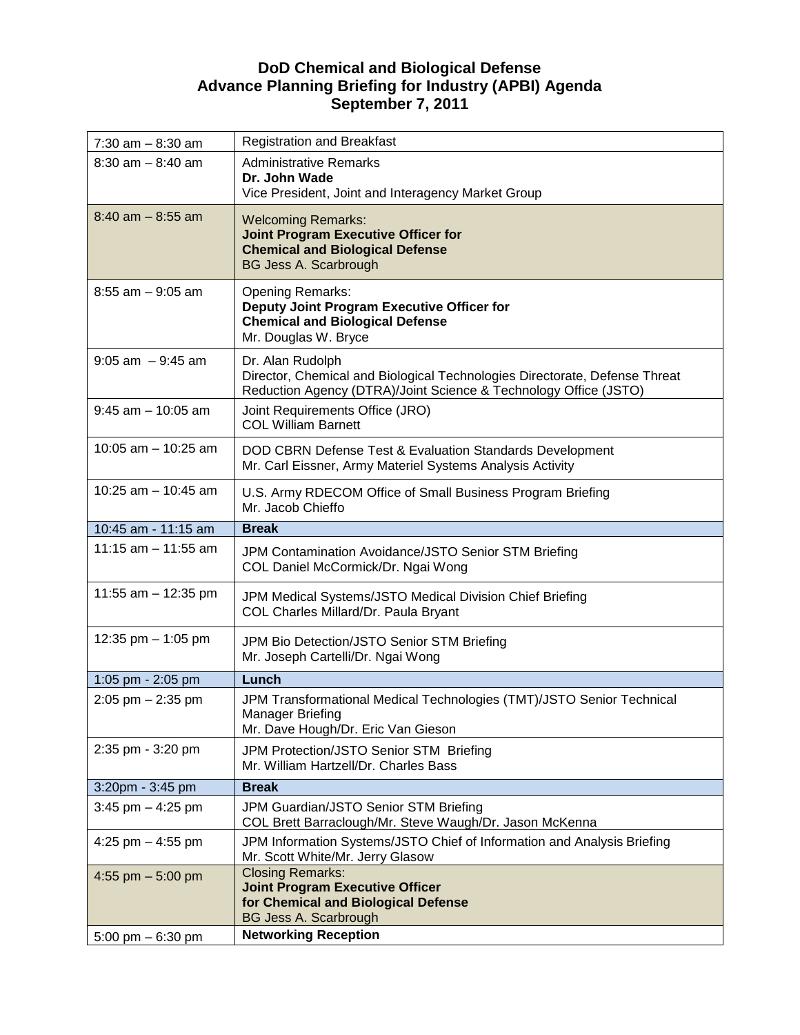# DoD Chemical and Biological Defense
# Advance Planning Briefing for Industry (APBI) Agenda
# September 7, 2011

| Time | Session |
| --- | --- |
| 7:30 am – 8:30 am | Registration and Breakfast |
| 8:30 am – 8:40 am | Administrative Remarks<br>**Dr. John Wade**<br>Vice President, Joint and Interagency Market Group |
| 8:40 am – 8:55 am | Welcoming Remarks:<br>**Joint Program Executive Officer for Chemical and Biological Defense**<br>BG Jess A. Scarbrough |
| 8:55 am – 9:05 am | Opening Remarks:<br>**Deputy Joint Program Executive Officer for Chemical and Biological Defense**<br>Mr. Douglas W. Bryce |
| 9:05 am – 9:45 am | Dr. Alan Rudolph<br>Director, Chemical and Biological Technologies Directorate, Defense Threat Reduction Agency (DTRA)/Joint Science & Technology Office (JSTO) |
| 9:45 am – 10:05 am | Joint Requirements Office (JRO)<br>COL William Barnett |
| 10:05 am – 10:25 am | DOD CBRN Defense Test & Evaluation Standards Development<br>Mr. Carl Eissner, Army Materiel Systems Analysis Activity |
| 10:25 am – 10:45 am | U.S. Army RDECOM Office of Small Business Program Briefing<br>Mr. Jacob Chieffo |
| 10:45 am - 11:15 am | **Break** |
| 11:15 am – 11:55 am | JPM Contamination Avoidance/JSTO Senior STM Briefing<br>COL Daniel McCormick/Dr. Ngai Wong |
| 11:55 am – 12:35 pm | JPM Medical Systems/JSTO Medical Division Chief Briefing<br>COL Charles Millard/Dr. Paula Bryant |
| 12:35 pm – 1:05 pm | JPM Bio Detection/JSTO Senior STM Briefing<br>Mr. Joseph Cartelli/Dr. Ngai Wong |
| 1:05 pm - 2:05 pm | **Lunch** |
| 2:05 pm – 2:35 pm | JPM Transformational Medical Technologies (TMT)/JSTO Senior Technical Manager Briefing<br>Mr. Dave Hough/Dr. Eric Van Gieson |
| 2:35 pm - 3:20 pm | JPM Protection/JSTO Senior STM Briefing<br>Mr. William Hartzell/Dr. Charles Bass |
| 3:20pm - 3:45 pm | **Break** |
| 3:45 pm – 4:25 pm | JPM Guardian/JSTO Senior STM Briefing<br>COL Brett Barraclough/Mr. Steve Waugh/Dr. Jason McKenna |
| 4:25 pm – 4:55 pm | JPM Information Systems/JSTO Chief of Information and Analysis Briefing<br>Mr. Scott White/Mr. Jerry Glasow |
| 4:55 pm – 5:00 pm | Closing Remarks:<br>**Joint Program Executive Officer for Chemical and Biological Defense**<br>BG Jess A. Scarbrough |
| 5:00 pm – 6:30 pm | **Networking Reception** |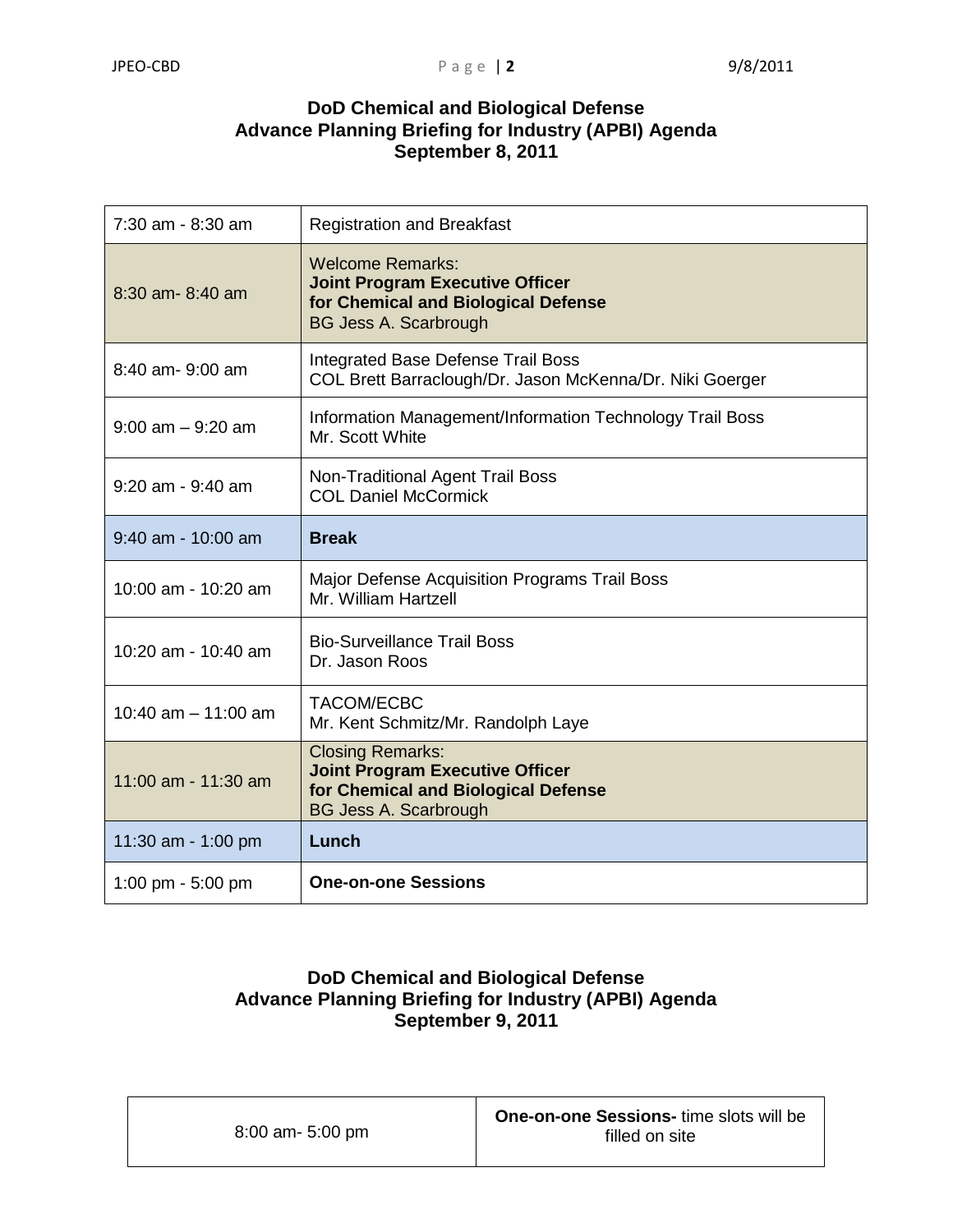**DoD Chemical and Biological Defense**
**Advance Planning Briefing for Industry (APBI) Agenda**
**September 8, 2011**

| | |
|---|---|
| 7:30 am - 8:30 am | Registration and Breakfast |
| 8:30 am- 8:40 am | Welcome Remarks:<br>**Joint Program Executive Officer for Chemical and Biological Defense**<br>BG Jess A. Scarbrough |
| 8:40 am- 9:00 am | Integrated Base Defense Trail Boss<br>COL Brett Barraclough/Dr. Jason McKenna/Dr. Niki Goerger |
| 9:00 am – 9:20 am | Information Management/Information Technology Trail Boss<br>Mr. Scott White |
| 9:20 am - 9:40 am | Non-Traditional Agent Trail Boss<br>COL Daniel McCormick |
| 9:40 am - 10:00 am | **Break** |
| 10:00 am - 10:20 am | Major Defense Acquisition Programs Trail Boss<br>Mr. William Hartzell |
| 10:20 am - 10:40 am | Bio-Surveillance Trail Boss<br>Dr. Jason Roos |
| 10:40 am – 11:00 am | TACOM/ECBC<br>Mr. Kent Schmitz/Mr. Randolph Laye |
| 11:00 am - 11:30 am | Closing Remarks:<br>**Joint Program Executive Officer for Chemical and Biological Defense**<br>BG Jess A. Scarbrough |
| 11:30 am - 1:00 pm | **Lunch** |
| 1:00 pm - 5:00 pm | **One-on-one Sessions** |

**DoD Chemical and Biological Defense**
**Advance Planning Briefing for Industry (APBI) Agenda**
**September 9, 2011**

| | |
|---|---|
| 8:00 am- 5:00 pm | **One-on-one Sessions-** time slots will be filled on site |